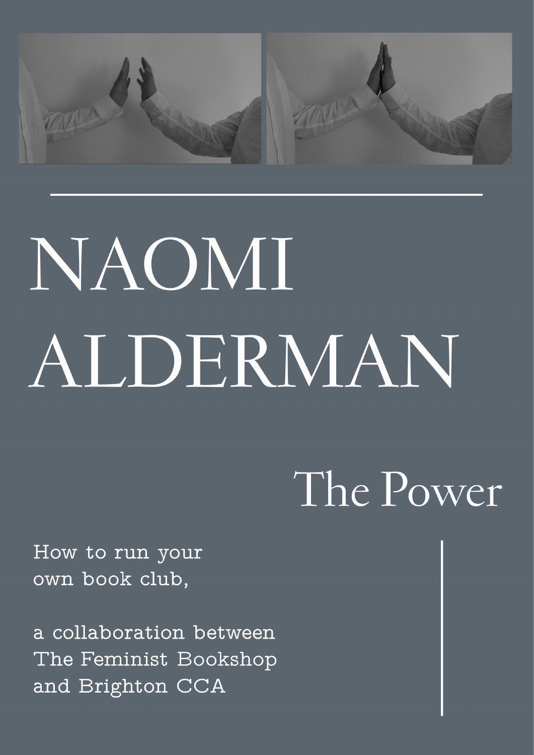# NAOMI ALDERMAN

## The Power

How to run your own book club,

a collaboration between The Feminist Bookshop and Brighton CCA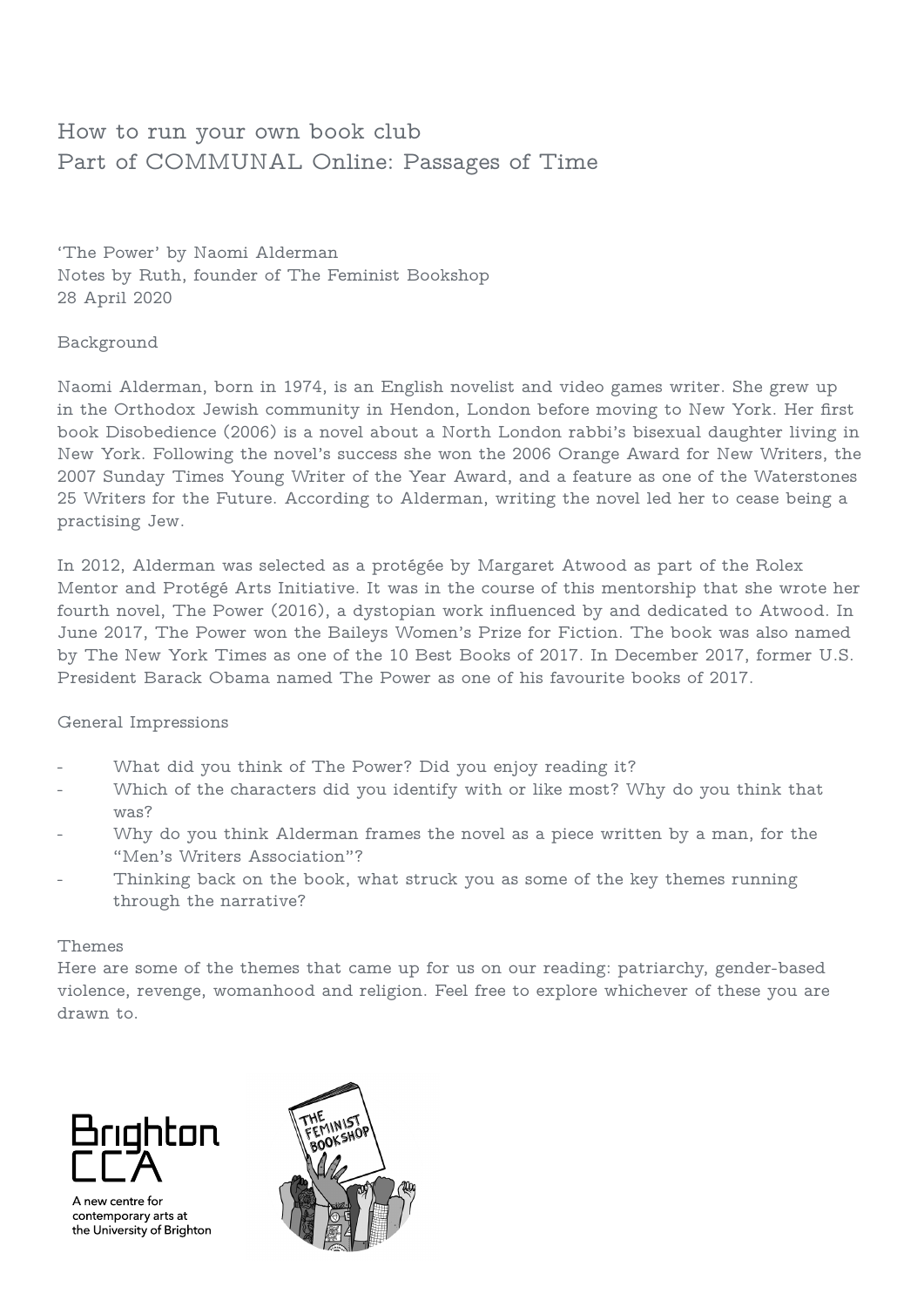# How to run your own book club
## Part of COMMUNAL Online: Passages of Time

‘The Power’ by Naomi Alderman
Notes by Ruth, founder of The Feminist Bookshop
28 April 2020

### Background

Naomi Alderman, born in 1974, is an English novelist and video games writer. She grew up in the Orthodox Jewish community in Hendon, London before moving to New York. Her first book Disobedience (2006) is a novel about a North London rabbi’s bisexual daughter living in New York. Following the novel’s success she won the 2006 Orange Award for New Writers, the 2007 Sunday Times Young Writer of the Year Award, and a feature as one of the Waterstones 25 Writers for the Future. According to Alderman, writing the novel led her to cease being a practising Jew.

In 2012, Alderman was selected as a protégée by Margaret Atwood as part of the Rolex Mentor and Protégé Arts Initiative. It was in the course of this mentorship that she wrote her fourth novel, The Power (2016), a dystopian work influenced by and dedicated to Atwood. In June 2017, The Power won the Baileys Women’s Prize for Fiction. The book was also named by The New York Times as one of the 10 Best Books of 2017. In December 2017, former U.S. President Barack Obama named The Power as one of his favourite books of 2017.

### General Impressions

- What did you think of The Power? Did you enjoy reading it?
- Which of the characters did you identify with or like most? Why do you think that was?
- Why do you think Alderman frames the novel as a piece written by a man, for the “Men’s Writers Association”?
- Thinking back on the book, what struck you as some of the key themes running through the narrative?

### Themes

Here are some of the themes that came up for us on our reading: patriarchy, gender-based violence, revenge, womanhood and religion. Feel free to explore whichever of these you are drawn to.

Brighton CCA
A new centre for contemporary arts at the University of Brighton

THE FEMINIST BOOKSHOP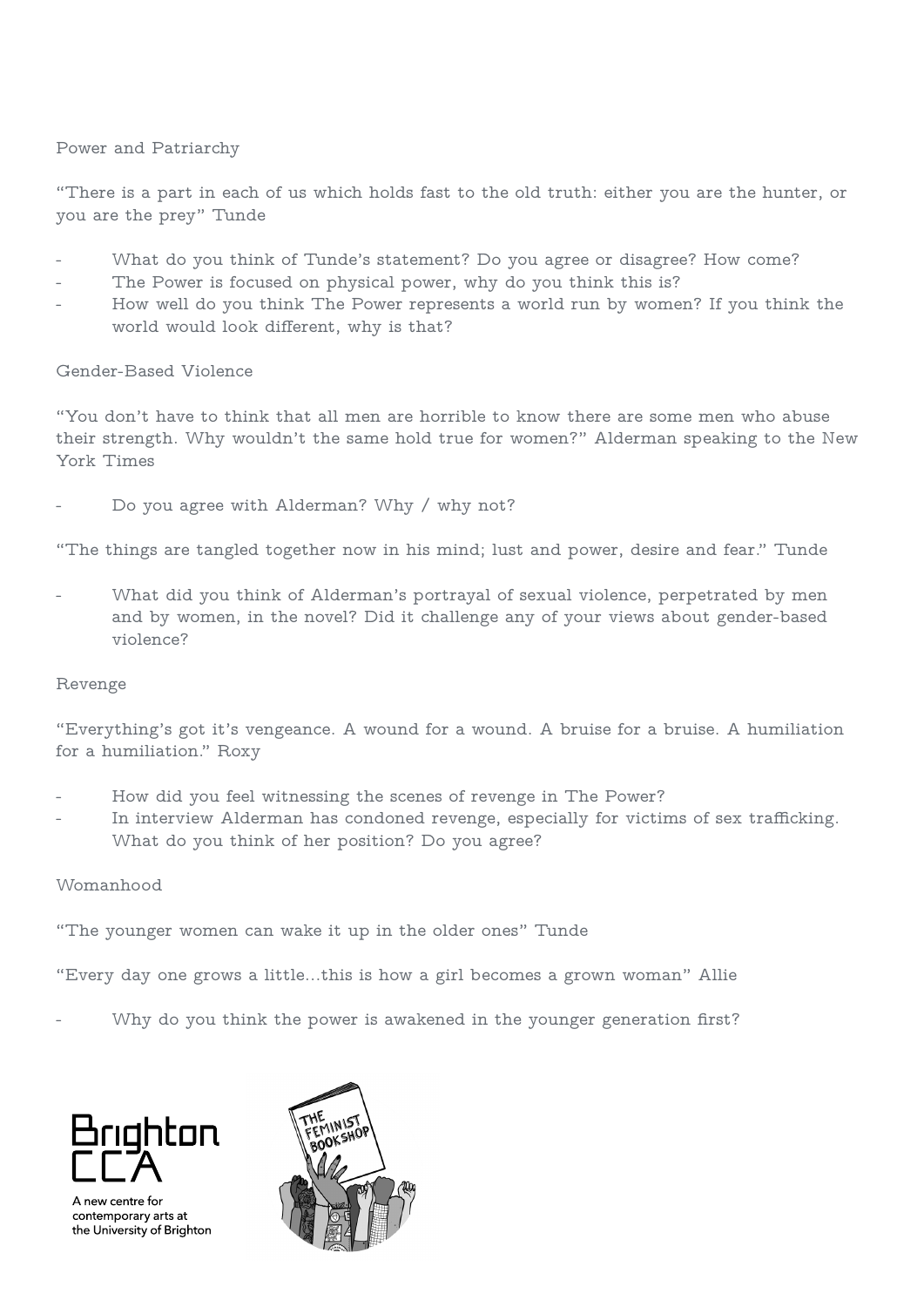## Power and Patriarchy

"There is a part in each of us which holds fast to the old truth: either you are the hunter, or you are the prey" Tunde

- What do you think of Tunde's statement? Do you agree or disagree? How come?
- The Power is focused on physical power, why do you think this is?
- How well do you think The Power represents a world run by women? If you think the world would look different, why is that?

## Gender-Based Violence

"You don't have to think that all men are horrible to know there are some men who abuse their strength. Why wouldn't the same hold true for women?" Alderman speaking to the New York Times

- Do you agree with Alderman? Why / why not?

"The things are tangled together now in his mind; lust and power, desire and fear." Tunde

- What did you think of Alderman's portrayal of sexual violence, perpetrated by men and by women, in the novel? Did it challenge any of your views about gender-based violence?

## Revenge

"Everything's got it's vengeance. A wound for a wound. A bruise for a bruise. A humiliation for a humiliation." Roxy

- How did you feel witnessing the scenes of revenge in The Power?
- In interview Alderman has condoned revenge, especially for victims of sex trafficking. What do you think of her position? Do you agree?

## Womanhood

"The younger women can wake it up in the older ones" Tunde

"Every day one grows a little…this is how a girl becomes a grown woman" Allie

- Why do you think the power is awakened in the younger generation first?

Brighton CCA

A new centre for contemporary arts at the University of Brighton

THE FEMINIST BOOKSHOP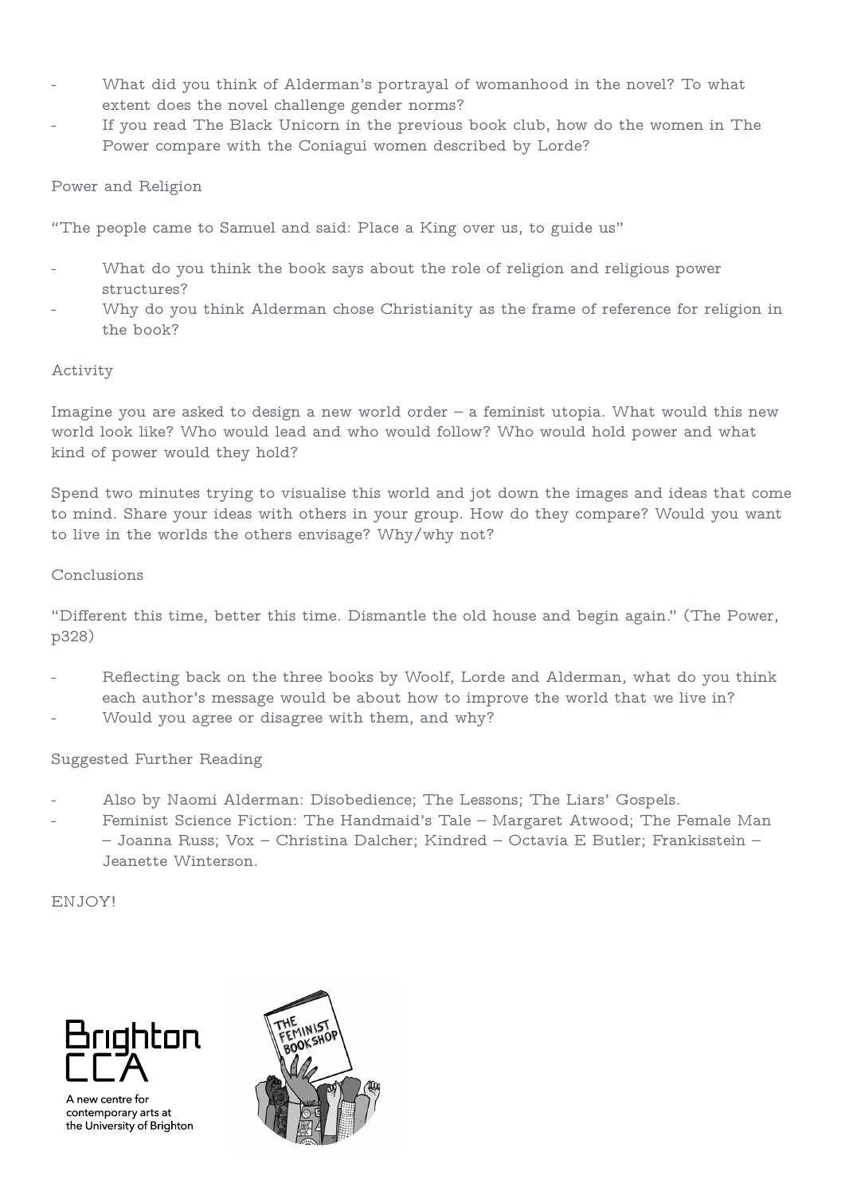- What did you think of Alderman's portrayal of womanhood in the novel? To what extent does the novel challenge gender norms?
- If you read The Black Unicorn in the previous book club, how do the women in The Power compare with the Coniagui women described by Lorde?

## Power and Religion

"The people came to Samuel and said: Place a King over us, to guide us"

- What do you think the book says about the role of religion and religious power structures?
- Why do you think Alderman chose Christianity as the frame of reference for religion in the book?

## Activity

Imagine you are asked to design a new world order – a feminist utopia. What would this new world look like? Who would lead and who would follow? Who would hold power and what kind of power would they hold?

Spend two minutes trying to visualise this world and jot down the images and ideas that come to mind. Share your ideas with others in your group. How do they compare? Would you want to live in the worlds the others envisage? Why/why not?

## Conclusions

"Different this time, better this time. Dismantle the old house and begin again." (The Power, p328)

- Reflecting back on the three books by Woolf, Lorde and Alderman, what do you think each author's message would be about how to improve the world that we live in?
- Would you agree or disagree with them, and why?

## Suggested Further Reading

- Also by Naomi Alderman: Disobedience; The Lessons; The Liars' Gospels.
- Feminist Science Fiction: The Handmaid's Tale – Margaret Atwood; The Female Man – Joanna Russ; Vox – Christina Dalcher; Kindred – Octavia E Butler; Frankisstein – Jeanette Winterson.

ENJOY!

Brighton CCA

A new centre for contemporary arts at the University of Brighton

THE FEMINIST BOOKSHOP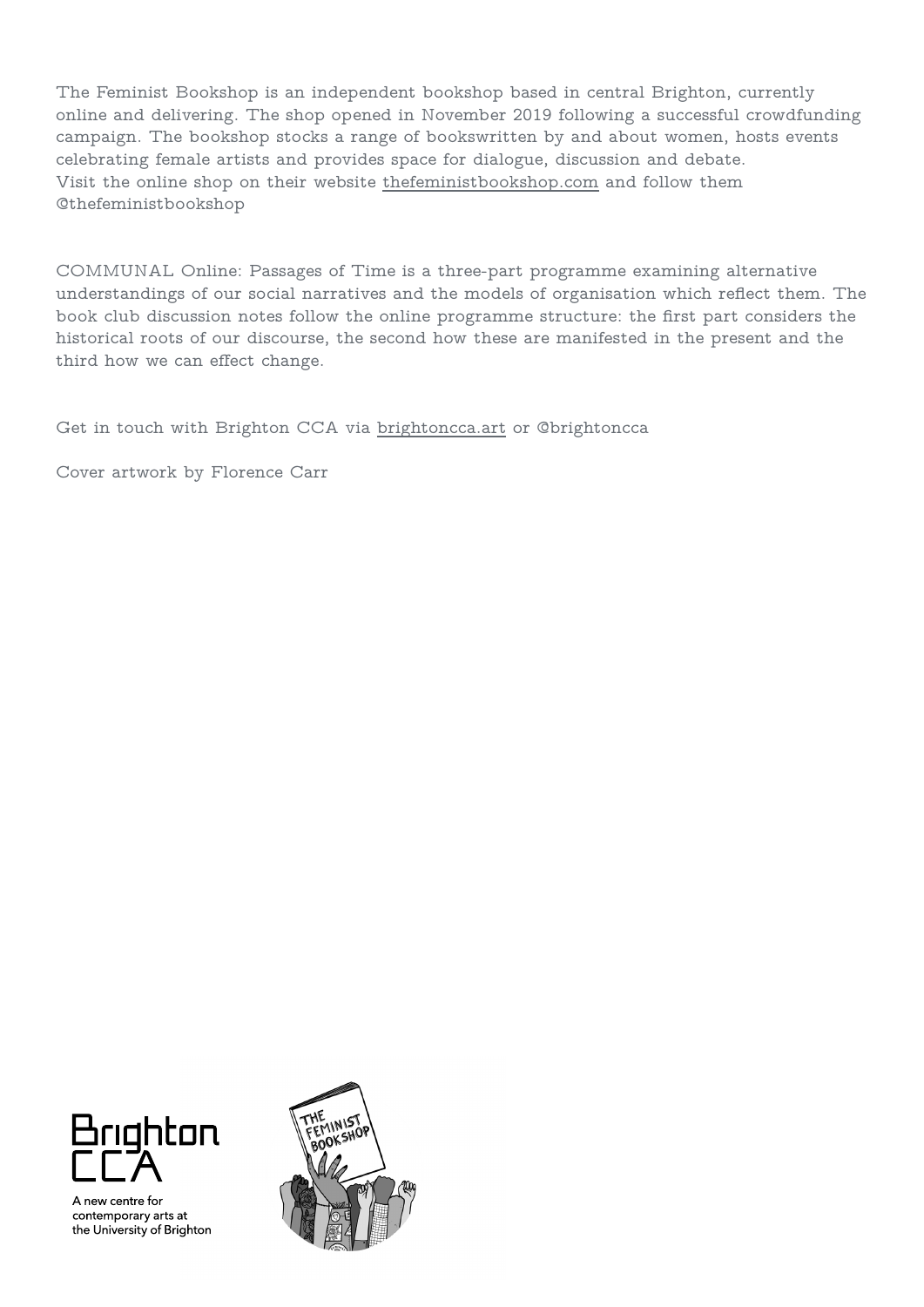The Feminist Bookshop is an independent bookshop based in central Brighton, currently online and delivering. The shop opened in November 2019 following a successful crowdfunding campaign. The bookshop stocks a range of bookswritten by and about women, hosts events celebrating female artists and provides space for dialogue, discussion and debate.
Visit the online shop on their website thefeministbookshop.com and follow them @thefeministbookshop

COMMUNAL Online: Passages of Time is a three-part programme examining alternative understandings of our social narratives and the models of organisation which reflect them. The book club discussion notes follow the online programme structure: the first part considers the historical roots of our discourse, the second how these are manifested in the present and the third how we can effect change.

Get in touch with Brighton CCA via brightoncca.art or @brightoncca

Cover artwork by Florence Carr

Brighton CCA

A new centre for contemporary arts at the University of Brighton

THE FEMINIST BOOKSHOP